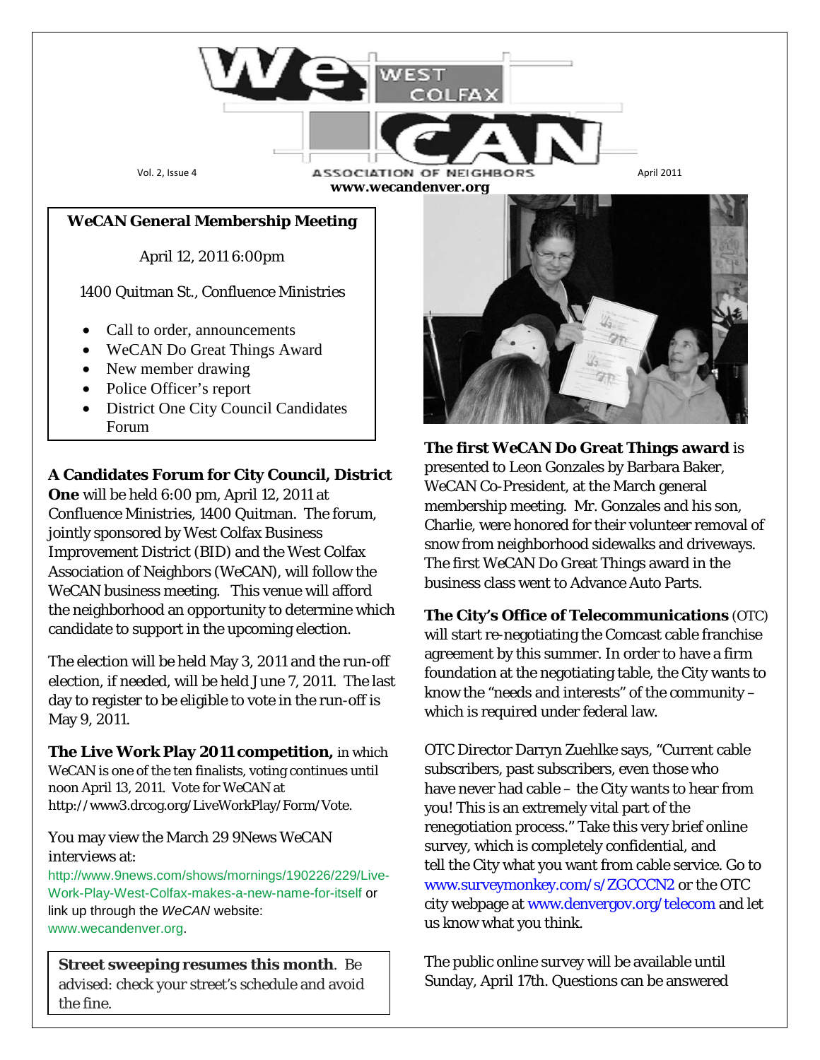# WeCAN West Colfax Association of Neighbors

Vol. 2, Issue 4 — April 2011

www.wecandenver.org

**WeCAN General Membership Meeting**

April 12, 2011 6:00pm

1400 Quitman St., Confluence Ministries

- Call to order, announcements
- WeCAN Do Great Things Award
- New member drawing
- Police Officer's report
- District One City Council Candidates Forum

**A Candidates Forum for City Council, District One** will be held 6:00 pm, April 12, 2011 at Confluence Ministries, 1400 Quitman. The forum, jointly sponsored by West Colfax Business Improvement District (BID) and the West Colfax Association of Neighbors (WeCAN), will follow the WeCAN business meeting. This venue will afford the neighborhood an opportunity to determine which candidate to support in the upcoming election.

The election will be held May 3, 2011 and the run-off election, if needed, will be held June 7, 2011. The last day to register to be eligible to vote in the run-off is May 9, 2011.

**The Live Work Play 2011 competition,** in which WeCAN is one of the ten finalists, voting continues until noon April 13, 2011. Vote for WeCAN at http://www3.drcog.org/LiveWorkPlay/Form/Vote.

You may view the March 29 9News WeCAN interviews at:
http://www.9news.com/shows/mornings/190226/229/Live-Work-Play-West-Colfax-makes-a-new-name-for-itself or link up through the *WeCAN* website: www.wecandenver.org.

**Street sweeping resumes this month**. Be advised: check your street's schedule and avoid the fine.

**The first WeCAN Do Great Things award** is presented to Leon Gonzales by Barbara Baker, WeCAN Co-President, at the March general membership meeting. Mr. Gonzales and his son, Charlie, were honored for their volunteer removal of snow from neighborhood sidewalks and driveways. The first WeCAN Do Great Things award in the business class went to Advance Auto Parts.

**The City's Office of Telecommunications** (OTC) will start re-negotiating the Comcast cable franchise agreement by this summer. In order to have a firm foundation at the negotiating table, the City wants to know the "needs and interests" of the community – which is required under federal law.

OTC Director Darryn Zuehlke says, "Current cable subscribers, past subscribers, even those who have never had cable – the City wants to hear from you! This is an extremely vital part of the renegotiation process." Take this very brief online survey, which is completely confidential, and tell the City what you want from cable service. Go to www.surveymonkey.com/s/ZGCCCN2 or the OTC city webpage at www.denvergov.org/telecom and let us know what you think.

The public online survey will be available until Sunday, April 17th. Questions can be answered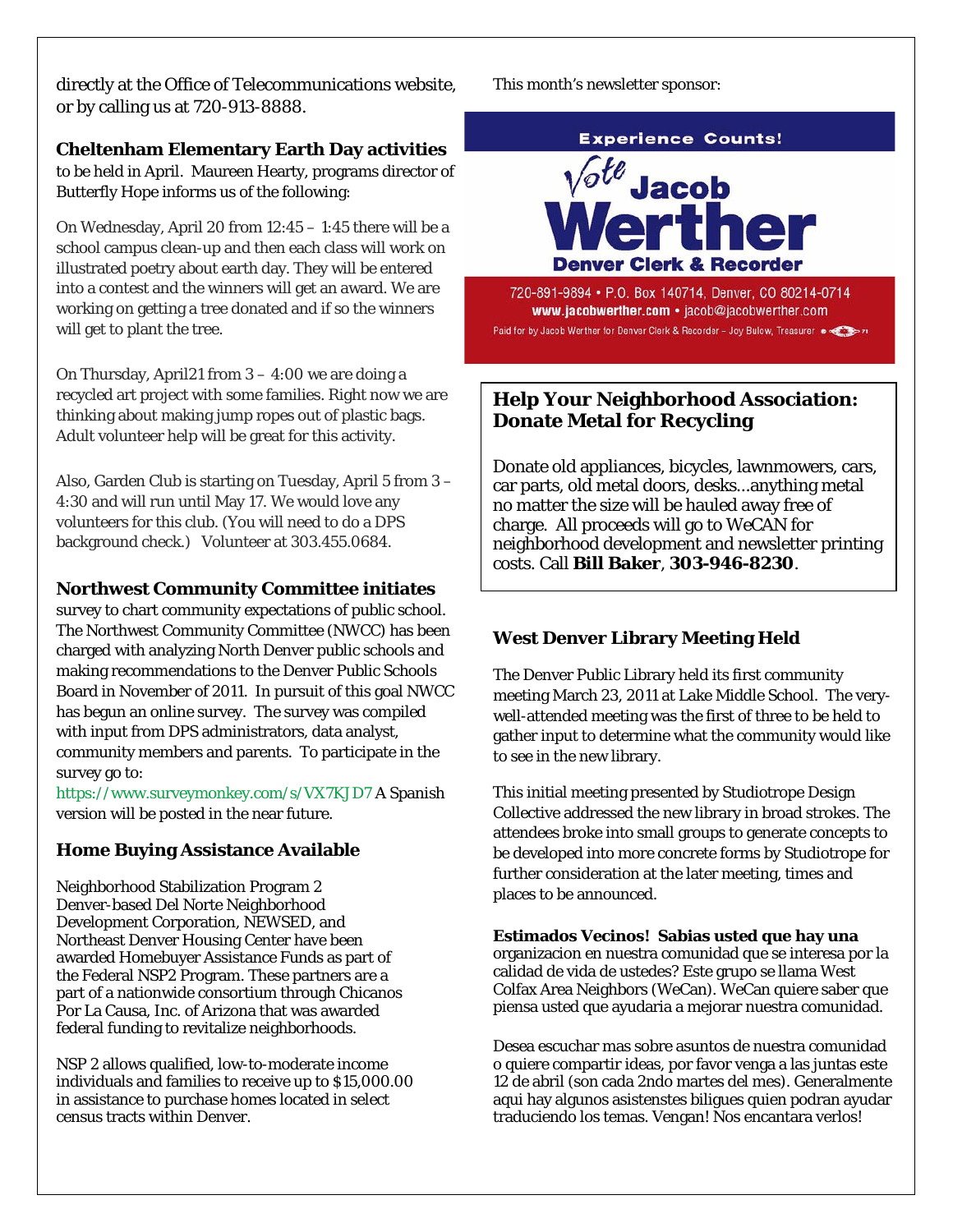directly at the Office of Telecommunications website, or by calling us at 720-913-8888.

**Cheltenham Elementary Earth Day activities** to be held in April. Maureen Hearty, programs director of Butterfly Hope informs us of the following:

On Wednesday, April 20 from 12:45 – 1:45 there will be a school campus clean-up and then each class will work on illustrated poetry about earth day. They will be entered into a contest and the winners will get an award. We are working on getting a tree donated and if so the winners will get to plant the tree.

On Thursday, April21 from 3 – 4:00 we are doing a recycled art project with some families. Right now we are thinking about making jump ropes out of plastic bags. Adult volunteer help will be great for this activity.

Also, Garden Club is starting on Tuesday, April 5 from 3 – 4:30 and will run until May 17. We would love any volunteers for this club. (You will need to do a DPS background check.) Volunteer at 303.455.0684.

**Northwest Community Committee initiates** survey to chart community expectations of public school. The Northwest Community Committee (NWCC) has been charged with analyzing North Denver public schools and making recommendations to the Denver Public Schools Board in November of 2011. In pursuit of this goal NWCC has begun an online survey. The survey was compiled with input from DPS administrators, data analyst, community members and parents. To participate in the survey go to: https://www.surveymonkey.com/s/VX7KJD7 A Spanish version will be posted in the near future.

### Home Buying Assistance Available

Neighborhood Stabilization Program 2
Denver-based Del Norte Neighborhood Development Corporation, NEWSED, and Northeast Denver Housing Center have been awarded Homebuyer Assistance Funds as part of the Federal NSP2 Program. These partners are a part of a nationwide consortium through Chicanos Por La Causa, Inc. of Arizona that was awarded federal funding to revitalize neighborhoods.

NSP 2 allows qualified, low-to-moderate income individuals and families to receive up to $15,000.00 in assistance to purchase homes located in select census tracts within Denver.

This month's newsletter sponsor:

Experience Counts!

Vote Jacob Werther

Denver Clerk & Recorder

720-891-9894 • P.O. Box 140714, Denver, CO 80214-0714
www.jacobwerther.com • jacob@jacobwerther.com
Paid for by Jacob Werther for Denver Clerk & Recorder – Joy Bulow, Treasurer

### Help Your Neighborhood Association: Donate Metal for Recycling

Donate old appliances, bicycles, lawnmowers, cars, car parts, old metal doors, desks…anything metal no matter the size will be hauled away free of charge. All proceeds will go to WeCAN for neighborhood development and newsletter printing costs. Call **Bill Baker**, **303-946-8230**.

### West Denver Library Meeting Held

The Denver Public Library held its first community meeting March 23, 2011 at Lake Middle School. The very-well-attended meeting was the first of three to be held to gather input to determine what the community would like to see in the new library.

This initial meeting presented by Studiotrope Design Collective addressed the new library in broad strokes. The attendees broke into small groups to generate concepts to be developed into more concrete forms by Studiotrope for further consideration at the later meeting, times and places to be announced.

**Estimados Vecinos! Sabias usted que hay una** organizacion en nuestra comunidad que se interesa por la calidad de vida de ustedes? Este grupo se llama West Colfax Area Neighbors (WeCan). WeCan quiere saber que piensa usted que ayudaria a mejorar nuestra comunidad.

Desea escuchar mas sobre asuntos de nuestra comunidad o quiere compartir ideas, por favor venga a las juntas este 12 de abril (son cada 2ndo martes del mes). Generalmente aqui hay algunos asistenstes biligues quien podran ayudar traduciendo los temas. Vengan! Nos encantara verlos!